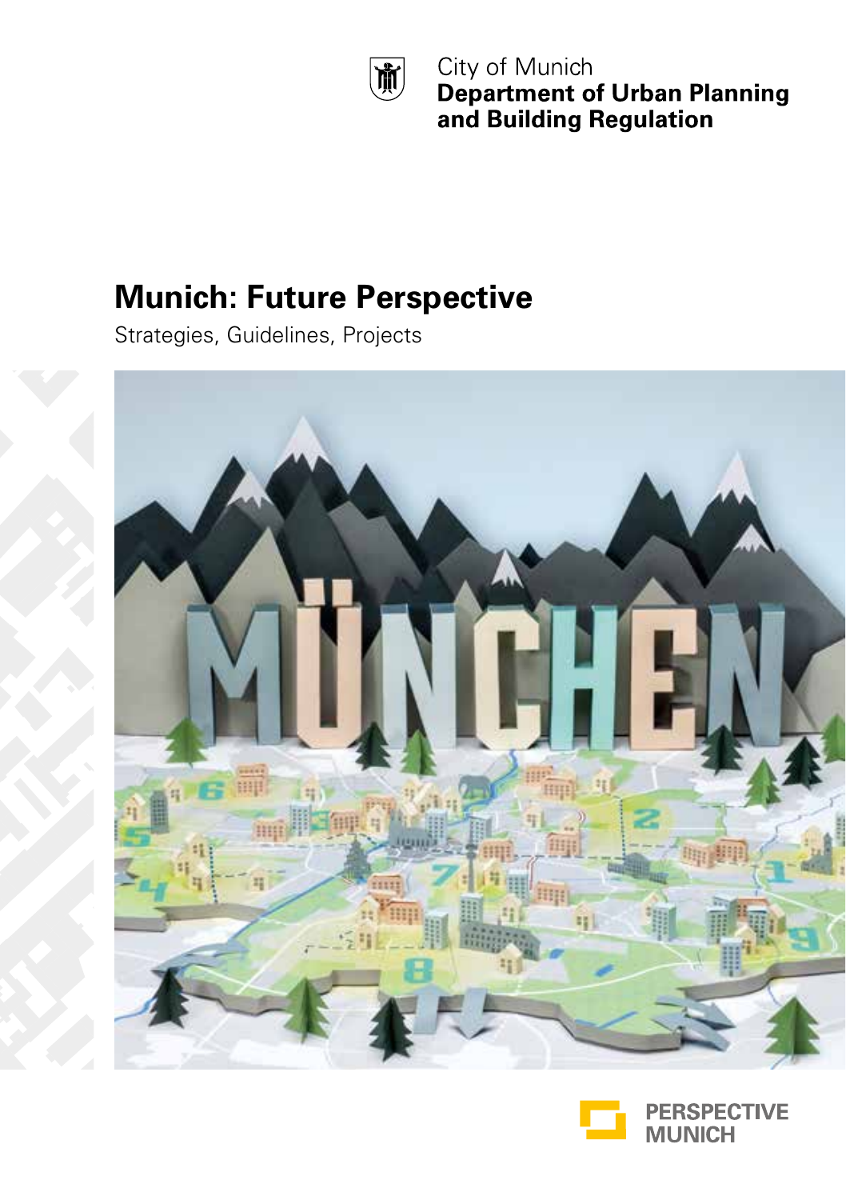City of Munich
**Department of Urban Planning and Building Regulation**

# Munich: Future Perspective

Strategies, Guidelines, Projects

PERSPECTIVE MUNICH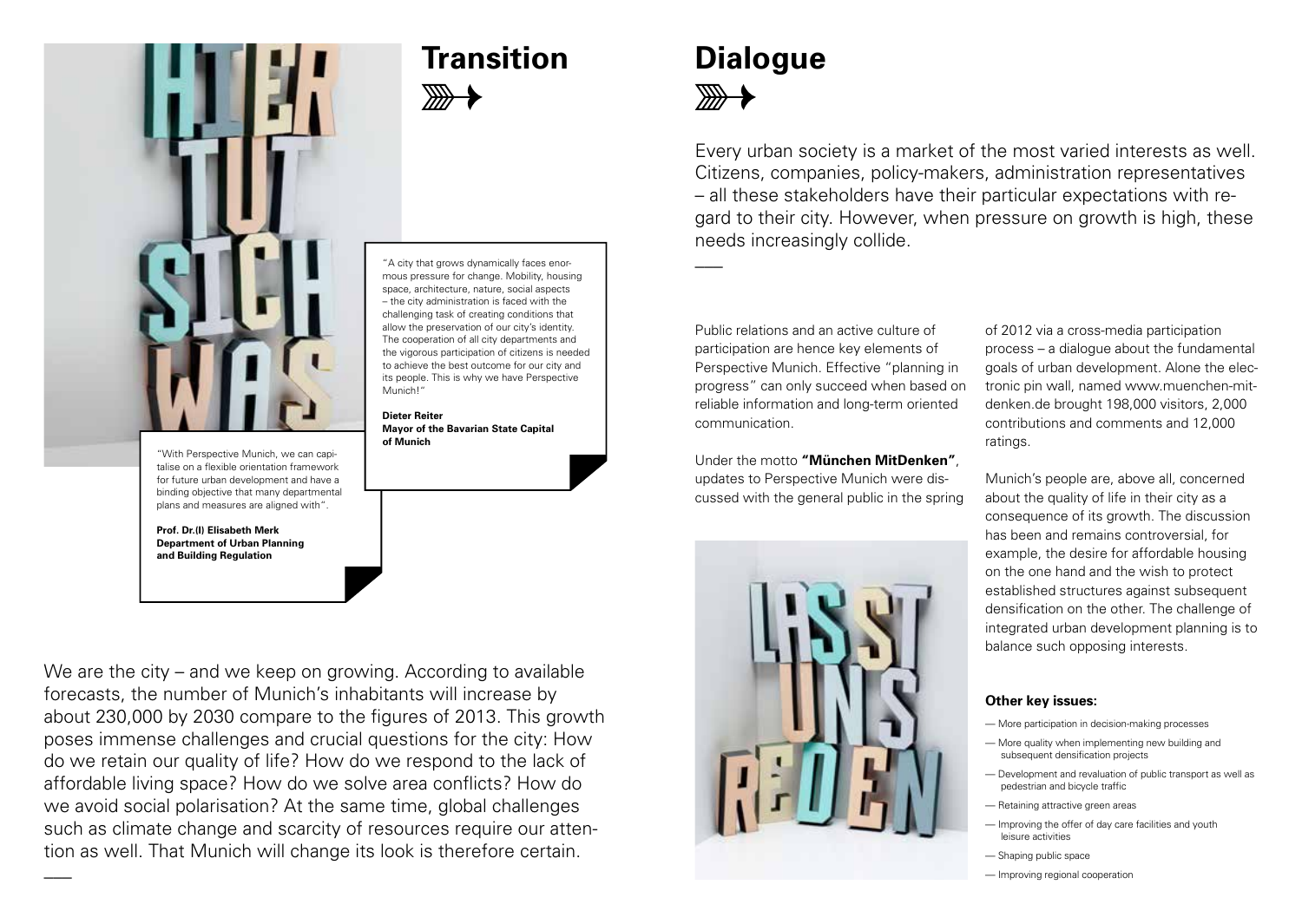## Transition

"A city that grows dynamically faces enormous pressure for change. Mobility, housing space, architecture, nature, social aspects – the city administration is faced with the challenging task of creating conditions that allow the preservation of our city's identity. The cooperation of all city departments and the vigorous participation of citizens is needed to achieve the best outcome for our city and its people. This is why we have Perspective Munich!"

**Dieter Reiter**
**Mayor of the Bavarian State Capital of Munich**

"With Perspective Munich, we can capitalise on a flexible orientation framework for future urban development and have a binding objective that many departmental plans and measures are aligned with".

**Prof. Dr.(I) Elisabeth Merk**
**Department of Urban Planning and Building Regulation**

We are the city – and we keep on growing. According to available forecasts, the number of Munich's inhabitants will increase by about 230,000 by 2030 compare to the figures of 2013. This growth poses immense challenges and crucial questions for the city: How do we retain our quality of life? How do we respond to the lack of affordable living space? How do we solve area conflicts? How do we avoid social polarisation? At the same time, global challenges such as climate change and scarcity of resources require our attention as well. That Munich will change its look is therefore certain.

## Dialogue

Every urban society is a market of the most varied interests as well. Citizens, companies, policy-makers, administration representatives – all these stakeholders have their particular expectations with regard to their city. However, when pressure on growth is high, these needs increasingly collide.

Public relations and an active culture of participation are hence key elements of Perspective Munich. Effective "planning in progress" can only succeed when based on reliable information and long-term oriented communication.

Under the motto **"München MitDenken"**, updates to Perspective Munich were discussed with the general public in the spring of 2012 via a cross-media participation process – a dialogue about the fundamental goals of urban development. Alone the electronic pin wall, named www.muenchen-mitdenken.de brought 198,000 visitors, 2,000 contributions and comments and 12,000 ratings.

Munich's people are, above all, concerned about the quality of life in their city as a consequence of its growth. The discussion has been and remains controversial, for example, the desire for affordable housing on the one hand and the wish to protect established structures against subsequent densification on the other. The challenge of integrated urban development planning is to balance such opposing interests.

**Other key issues:**

- More participation in decision-making processes
- More quality when implementing new building and subsequent densification projects
- Development and revaluation of public transport as well as pedestrian and bicycle traffic
- Retaining attractive green areas
- Improving the offer of day care facilities and youth leisure activities
- Shaping public space
- Improving regional cooperation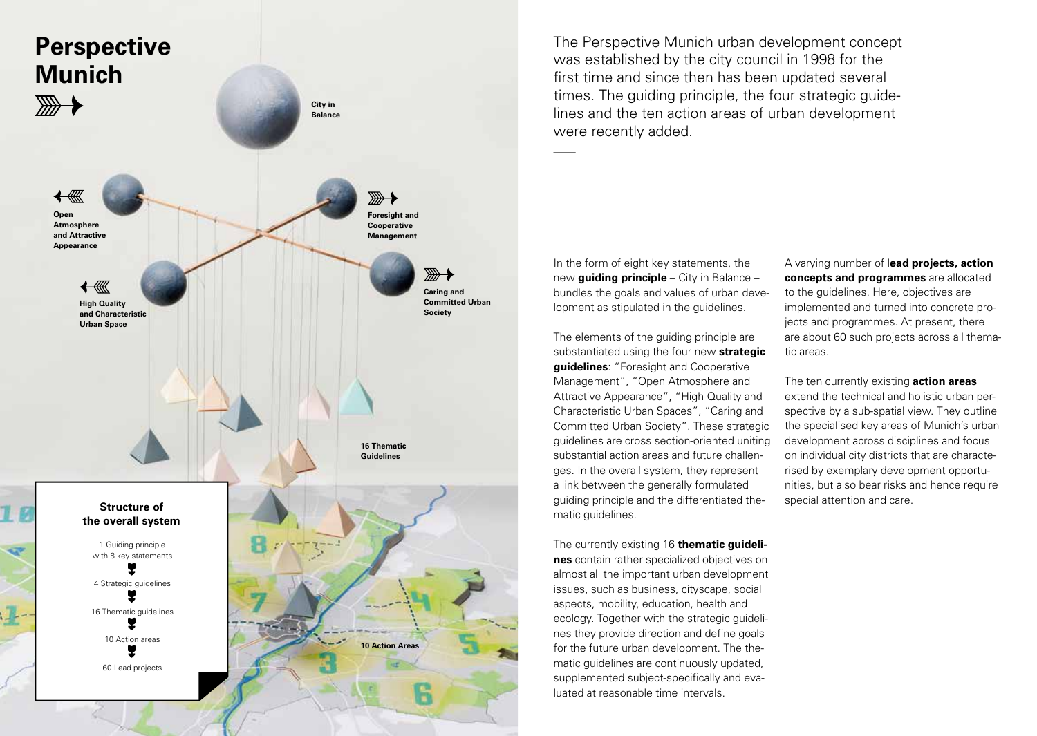# Perspective Munich

City in Balance

Open Atmosphere and Attractive Appearance

Foresight and Cooperative Management

High Quality and Characteristic Urban Space

Caring and Committed Urban Society

16 Thematic Guidelines

10 Action Areas

**Structure of the overall system**

1 Guiding principle with 8 key statements

4 Strategic guidelines

16 Thematic guidelines

10 Action areas

60 Lead projects

The Perspective Munich urban development concept was established by the city council in 1998 for the first time and since then has been updated several times. The guiding principle, the four strategic guidelines and the ten action areas of urban development were recently added.

In the form of eight key statements, the new **guiding principle** – City in Balance – bundles the goals and values of urban development as stipulated in the guidelines.

The elements of the guiding principle are substantiated using the four new **strategic guidelines**: "Foresight and Cooperative Management", "Open Atmosphere and Attractive Appearance", "High Quality and Characteristic Urban Spaces", "Caring and Committed Urban Society". These strategic guidelines are cross section-oriented uniting substantial action areas and future challenges. In the overall system, they represent a link between the generally formulated guiding principle and the differentiated thematic guidelines.

The currently existing 16 **thematic guidelines** contain rather specialized objectives on almost all the important urban development issues, such as business, cityscape, social aspects, mobility, education, health and ecology. Together with the strategic guidelines they provide direction and define goals for the future urban development. The thematic guidelines are continuously updated, supplemented subject-specifically and evaluated at reasonable time intervals.

A varying number of **lead projects, action concepts and programmes** are allocated to the guidelines. Here, objectives are implemented and turned into concrete projects and programmes. At present, there are about 60 such projects across all thematic areas.

The ten currently existing **action areas** extend the technical and holistic urban perspective by a sub-spatial view. They outline the specialised key areas of Munich's urban development across disciplines and focus on individual city districts that are characterised by exemplary development opportunities, but also bear risks and hence require special attention and care.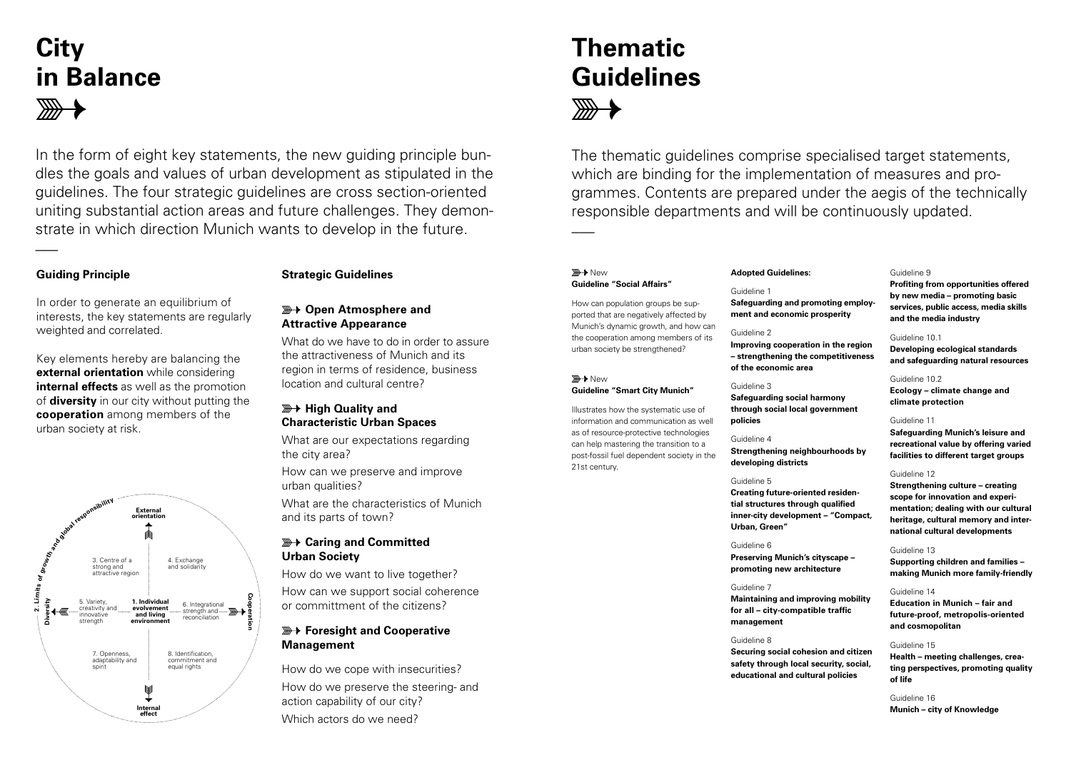# City in Balance

In the form of eight key statements, the new guiding principle bundles the goals and values of urban development as stipulated in the guidelines. The four strategic guidelines are cross section-oriented uniting substantial action areas and future challenges. They demonstrate in which direction Munich wants to develop in the future.

## Guiding Principle

In order to generate an equilibrium of interests, the key statements are regularly weighted and correlated.

Key elements hereby are balancing the **external orientation** while considering **internal effects** as well as the promotion of **diversity** in our city without putting the **cooperation** among members of the urban society at risk.

**External orientation**

**2. Limits of growth and global responsibility**

3. Centre of a strong and attractive region

4. Exchange and solidarity

**Diversity**

5. Variety, creativity and innovative strength

**1. Individual evolvement and living environment**

6. Integrational strength and reconciliation

**Cooperation**

7. Openness, adaptability and spirit

8. Identification, commitment and equal rights

**Internal effect**

## Strategic Guidelines

### Open Atmosphere and Attractive Appearance

What do we have to do in order to assure the attractiveness of Munich and its region in terms of residence, business location and cultural centre?

### High Quality and Characteristic Urban Spaces

What are our expectations regarding the city area?

How can we preserve and improve urban qualities?

What are the characteristics of Munich and its parts of town?

### Caring and Committed Urban Society

How do we want to live together?

How can we support social coherence or committment of the citizens?

### Foresight and Cooperative Management

How do we cope with insecurities?

How do we preserve the steering- and action capability of our city?

Which actors do we need?

# Thematic Guidelines

The thematic guidelines comprise specialised target statements, which are binding for the implementation of measures and programmes. Contents are prepared under the aegis of the technically responsible departments and will be continuously updated.

New
**Guideline "Social Affairs"**

How can population groups be supported that are negatively affected by Munich's dynamic growth, and how can the cooperation among members of its urban society be strengthened?

New
**Guideline "Smart City Munich"**

Illustrates how the systematic use of information and communication as well as of resource-protective technologies can help mastering the transition to a post-fossil fuel dependent society in the 21st century.

**Adopted Guidelines:**

Guideline 1
**Safeguarding and promoting employment and economic prosperity**

Guideline 2
**Improving cooperation in the region – strengthening the competitiveness of the economic area**

Guideline 3
**Safeguarding social harmony through social local government policies**

Guideline 4
**Strengthening neighbourhoods by developing districts**

Guideline 5
**Creating future-oriented residential structures through qualified inner-city development – "Compact, Urban, Green"**

Guideline 6
**Preserving Munich's cityscape – promoting new architecture**

Guideline 7
**Maintaining and improving mobility for all – city-compatible traffic management**

Guideline 8
**Securing social cohesion and citizen safety through local security, social, educational and cultural policies**

Guideline 9
**Profiting from opportunities offered by new media – promoting basic services, public access, media skills and the media industry**

Guideline 10.1
**Developing ecological standards and safeguarding natural resources**

Guideline 10.2
**Ecology – climate change and climate protection**

Guideline 11
**Safeguarding Munich's leisure and recreational value by offering varied facilities to different target groups**

Guideline 12
**Strengthening culture – creating scope for innovation and experimentation; dealing with our cultural heritage, cultural memory and international cultural developments**

Guideline 13
**Supporting children and families – making Munich more family-friendly**

Guideline 14
**Education in Munich – fair and future-proof, metropolis-oriented and cosmopolitan**

Guideline 15
**Health – meeting challenges, creating perspectives, promoting quality of life**

Guideline 16
**Munich – city of Knowledge**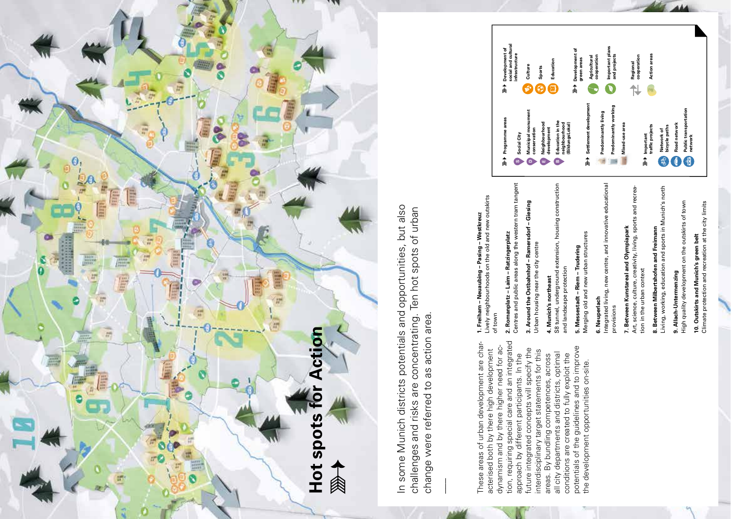# Hot spots for Action

In some Munich districts potentials and opportunities, but also challenges and risks are concentrating. Ten hot spots of urban change were referred to as action area.

These areas of urban development are characterised both by there high development dynamism and by there higher need for action, requiring special care and an integrated approach by different participants. In the future integrated concepts will specify the interdisciplinary target statements for this areas. By bundling competences, across all city departments and districts, optimal conditions are created to fully exploit the potentials of the guidelines and to improve the development opportunities on-site.

**1. Freiham – Neuaubing – Pasing – Westkreuz**
Lively neighbourhoods on the old and new outskirts of town

**2. Romanplatz – Laim – Ratzingerplatz**
Centres and public areas along the western tram tangent

**3. Around the Ostbahnhof – Ramersdorf – Giesing**
Urban housing near the city centre

**4. Munich's northeast**
S8 tunnel, underground extension, housing construction and landscape protection

**5. Messestadt – Riem – Trudering**
Merging old and new urban structures

**6. Neuperlach**
Integrated living, new centre, and innovative educational provisions

**7. Between Kunstareal and Olympiapark**
Art, science, culture, creativity, living, sports and recreation in the urban context

**8. Between Milbertshofen and Freimann**
Living, working, education and sports in Munich's north

**9. Allach-Untermenzing**
High quality development on the outskirts of town

**10. Outskirts and Munich's green belt**
Climate protection and recreation at the city limits

**Programme areas**
- Social City
- Municipal monument conservation
- Neighbourhood development
- Education in the neighbourhood (BildungsLokal)

**Settlement development**
- Predominantly living
- Predominantly working
- Mixed-use area

**Important traffic projects**
- Network of bicycle paths
- Road network
- Public transportation network

**Development of social and cultural infrastructure**
- Culture
- Sports
- Education

**Development of green areas**
- Agricultural cooperation
- Important plans and projects

Regional cooperation

Action areas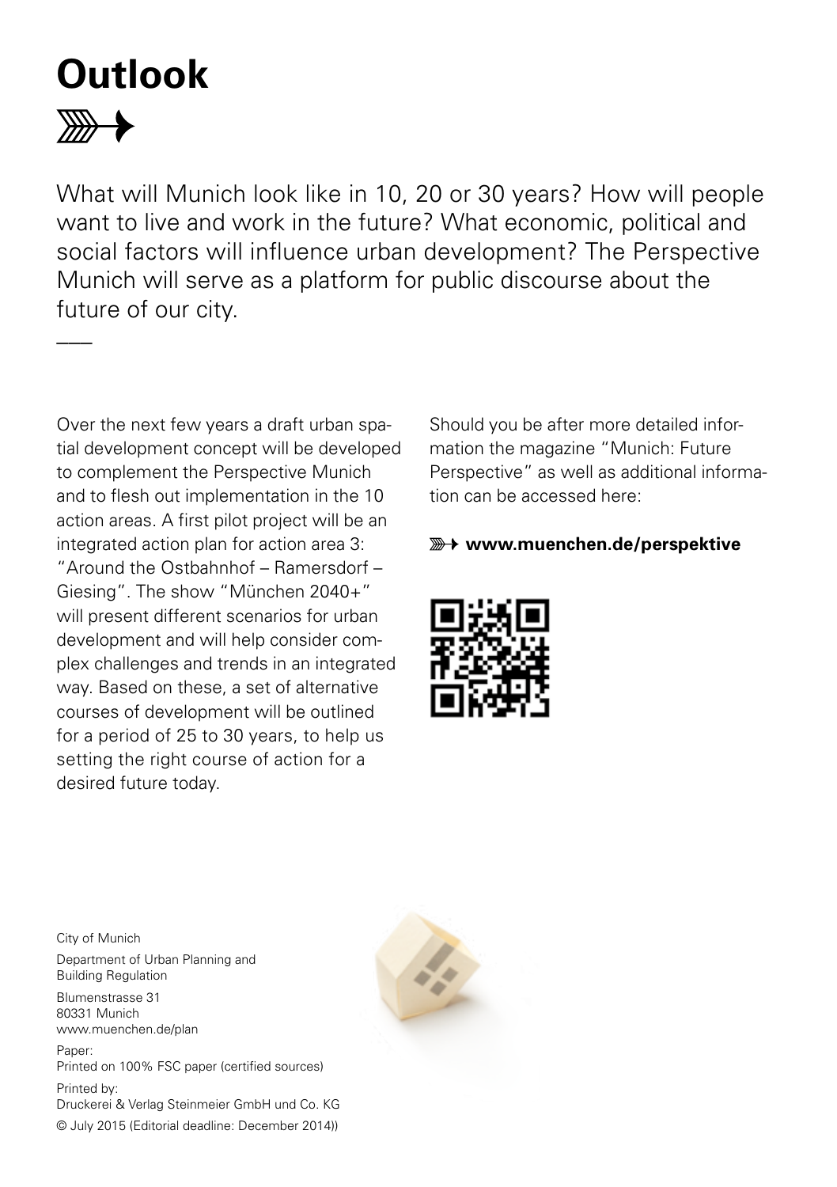# Outlook

What will Munich look like in 10, 20 or 30 years? How will people want to live and work in the future? What economic, political and social factors will influence urban development? The Perspective Munich will serve as a platform for public discourse about the future of our city.

Over the next few years a draft urban spatial development concept will be developed to complement the Perspective Munich and to flesh out implementation in the 10 action areas. A first pilot project will be an integrated action plan for action area 3: "Around the Ostbahnhof – Ramersdorf – Giesing". The show "München 2040+" will present different scenarios for urban development and will help consider complex challenges and trends in an integrated way. Based on these, a set of alternative courses of development will be outlined for a period of 25 to 30 years, to help us setting the right course of action for a desired future today.

Should you be after more detailed information the magazine "Munich: Future Perspective" as well as additional information can be accessed here:

**www.muenchen.de/perspektive**

City of Munich

Department of Urban Planning and Building Regulation

Blumenstrasse 31
80331 Munich
www.muenchen.de/plan

Paper:
Printed on 100% FSC paper (certified sources)

Printed by:
Druckerei & Verlag Steinmeier GmbH und Co. KG

© July 2015 (Editorial deadline: December 2014))